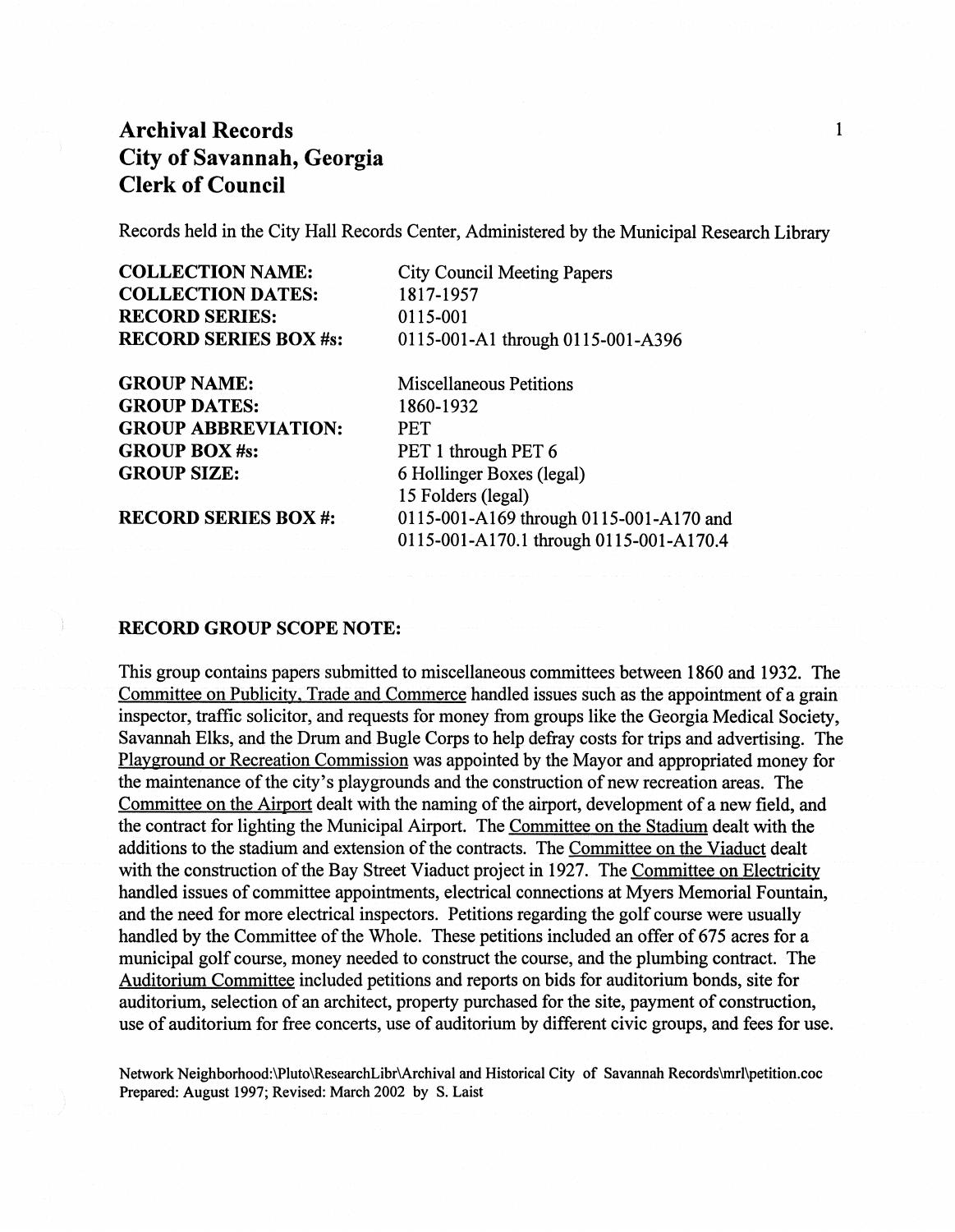# Archival Records
# City of Savannah, Georgia
# Clerk of Council

Records held in the City Hall Records Center, Administered by the Municipal Research Library

| | |
|---|---|
| **COLLECTION NAME:** | City Council Meeting Papers |
| **COLLECTION DATES:** | 1817-1957 |
| **RECORD SERIES:** | 0115-001 |
| **RECORD SERIES BOX #s:** | 0115-001-A1 through 0115-001-A396 |
| | |
| **GROUP NAME:** | Miscellaneous Petitions |
| **GROUP DATES:** | 1860-1932 |
| **GROUP ABBREVIATION:** | PET |
| **GROUP BOX #s:** | PET 1 through PET 6 |
| **GROUP SIZE:** | 6 Hollinger Boxes (legal)<br>15 Folders (legal) |
| **RECORD SERIES BOX #:** | 0115-001-A169 through 0115-001-A170 and<br>0115-001-A170.1 through 0115-001-A170.4 |

## RECORD GROUP SCOPE NOTE:

This group contains papers submitted to miscellaneous committees between 1860 and 1932. The <u>Committee on Publicity, Trade and Commerce</u> handled issues such as the appointment of a grain inspector, traffic solicitor, and requests for money from groups like the Georgia Medical Society, Savannah Elks, and the Drum and Bugle Corps to help defray costs for trips and advertising. The <u>Playground or Recreation Commission</u> was appointed by the Mayor and appropriated money for the maintenance of the city's playgrounds and the construction of new recreation areas. The <u>Committee on the Airport</u> dealt with the naming of the airport, development of a new field, and the contract for lighting the Municipal Airport. The <u>Committee on the Stadium</u> dealt with the additions to the stadium and extension of the contracts. The <u>Committee on the Viaduct</u> dealt with the construction of the Bay Street Viaduct project in 1927. The <u>Committee on Electricity</u> handled issues of committee appointments, electrical connections at Myers Memorial Fountain, and the need for more electrical inspectors. Petitions regarding the golf course were usually handled by the Committee of the Whole. These petitions included an offer of 675 acres for a municipal golf course, money needed to construct the course, and the plumbing contract. The <u>Auditorium Committee</u> included petitions and reports on bids for auditorium bonds, site for auditorium, selection of an architect, property purchased for the site, payment of construction, use of auditorium for free concerts, use of auditorium by different civic groups, and fees for use.

Network Neighborhood:\Pluto\ResearchLibr\Archival and Historical City of Savannah Records\mrl\petition.coc
Prepared: August 1997; Revised: March 2002 by S. Laist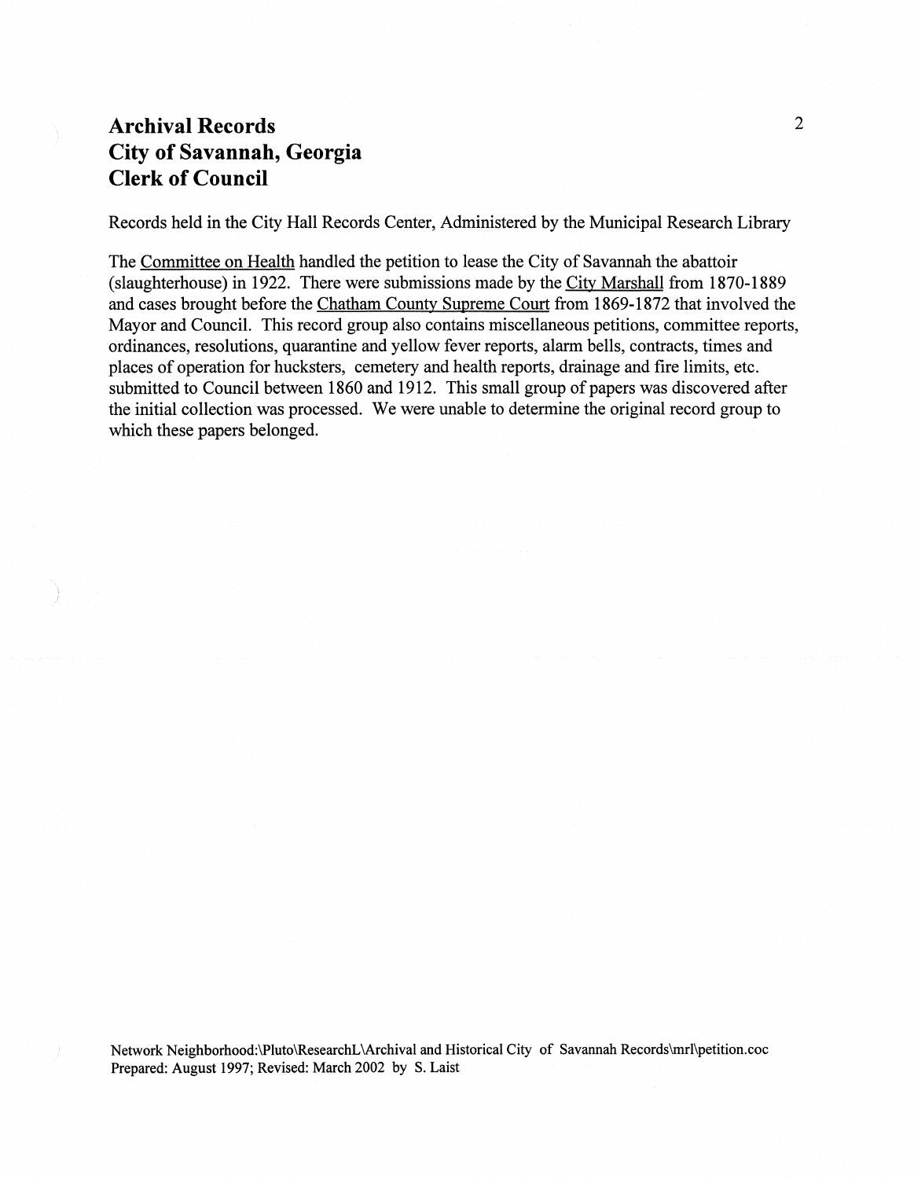# Archival Records
# City of Savannah, Georgia
# Clerk of Council

Records held in the City Hall Records Center, Administered by the Municipal Research Library

The Committee on Health handled the petition to lease the City of Savannah the abattoir (slaughterhouse) in 1922. There were submissions made by the City Marshall from 1870-1889 and cases brought before the Chatham County Supreme Court from 1869-1872 that involved the Mayor and Council. This record group also contains miscellaneous petitions, committee reports, ordinances, resolutions, quarantine and yellow fever reports, alarm bells, contracts, times and places of operation for hucksters, cemetery and health reports, drainage and fire limits, etc. submitted to Council between 1860 and 1912. This small group of papers was discovered after the initial collection was processed. We were unable to determine the original record group to which these papers belonged.

Network Neighborhood:\Pluto\ResearchL\Archival and Historical City of Savannah Records\mrl\petition.coc
Prepared: August 1997; Revised: March 2002 by S. Laist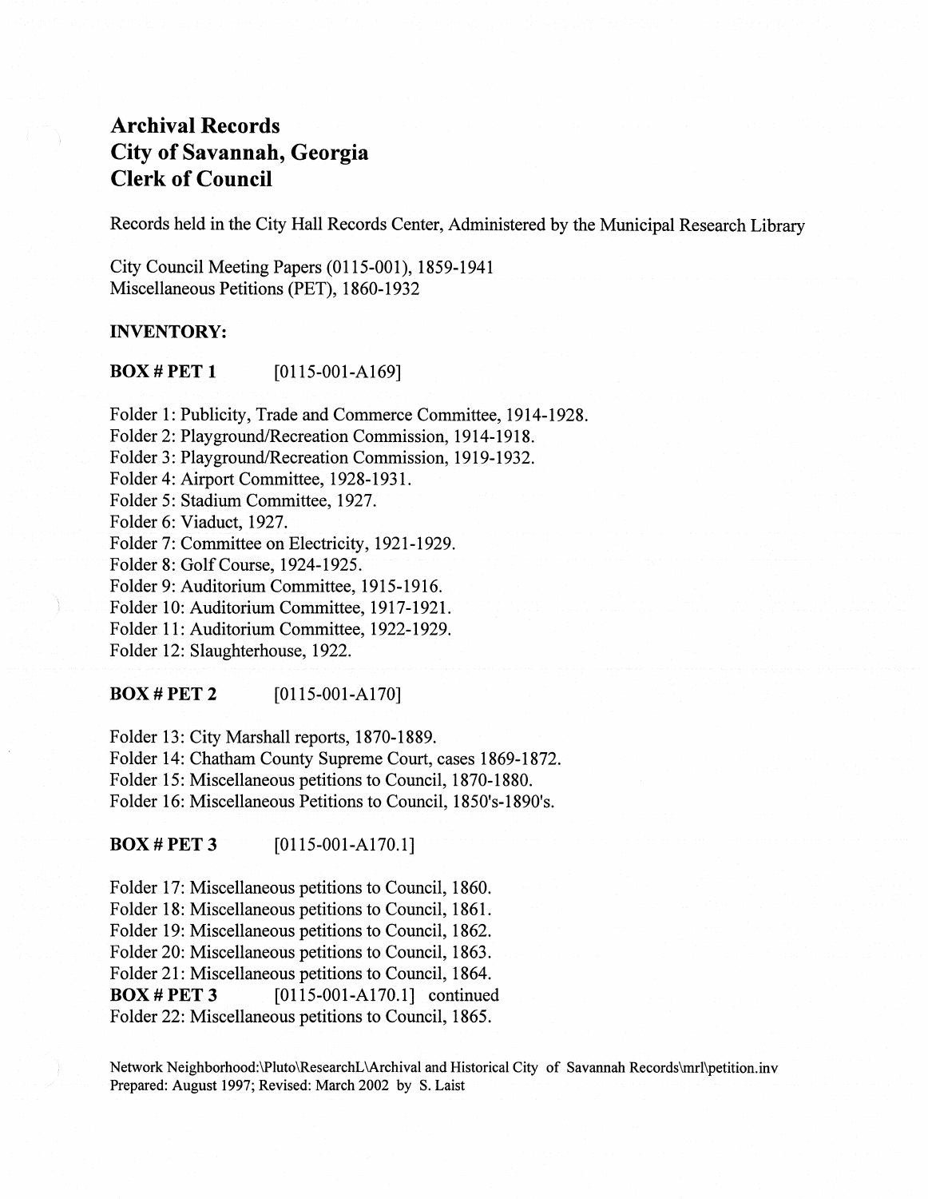# Archival Records
# City of Savannah, Georgia
# Clerk of Council

Records held in the City Hall Records Center, Administered by the Municipal Research Library

City Council Meeting Papers (0115-001), 1859-1941
Miscellaneous Petitions (PET), 1860-1932

**INVENTORY:**

**BOX # PET 1** [0115-001-A169]

Folder 1: Publicity, Trade and Commerce Committee, 1914-1928.
Folder 2: Playground/Recreation Commission, 1914-1918.
Folder 3: Playground/Recreation Commission, 1919-1932.
Folder 4: Airport Committee, 1928-1931.
Folder 5: Stadium Committee, 1927.
Folder 6: Viaduct, 1927.
Folder 7: Committee on Electricity, 1921-1929.
Folder 8: Golf Course, 1924-1925.
Folder 9: Auditorium Committee, 1915-1916.
Folder 10: Auditorium Committee, 1917-1921.
Folder 11: Auditorium Committee, 1922-1929.
Folder 12: Slaughterhouse, 1922.

**BOX # PET 2** [0115-001-A170]

Folder 13: City Marshall reports, 1870-1889.
Folder 14: Chatham County Supreme Court, cases 1869-1872.
Folder 15: Miscellaneous petitions to Council, 1870-1880.
Folder 16: Miscellaneous Petitions to Council, 1850's-1890's.

**BOX # PET 3** [0115-001-A170.1]

Folder 17: Miscellaneous petitions to Council, 1860.
Folder 18: Miscellaneous petitions to Council, 1861.
Folder 19: Miscellaneous petitions to Council, 1862.
Folder 20: Miscellaneous petitions to Council, 1863.
Folder 21: Miscellaneous petitions to Council, 1864.
**BOX # PET 3** [0115-001-A170.1] continued
Folder 22: Miscellaneous petitions to Council, 1865.

Network Neighborhood:\Pluto\ResearchL\Archival and Historical City of Savannah Records\mrl\petition.inv
Prepared: August 1997; Revised: March 2002 by S. Laist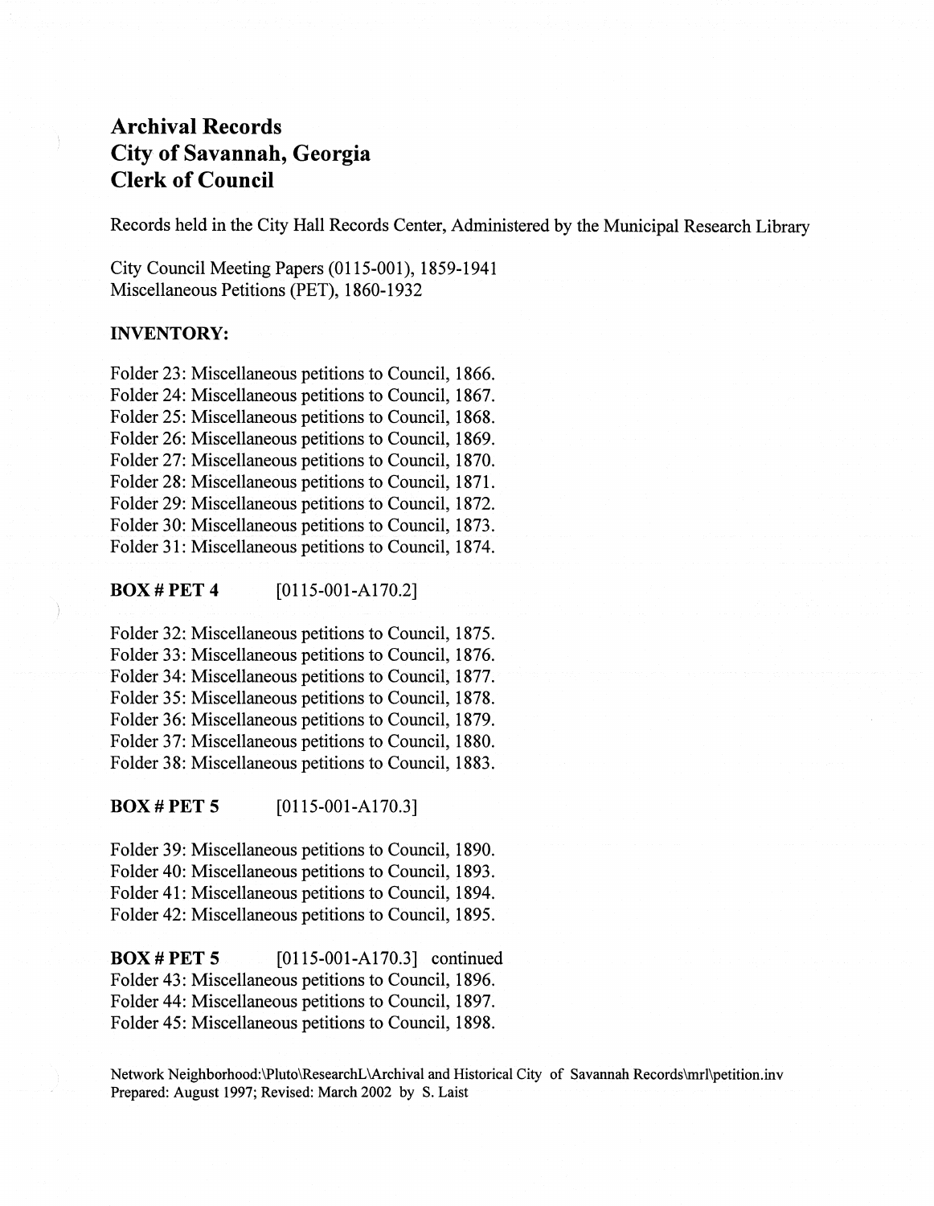# Archival Records
# City of Savannah, Georgia
# Clerk of Council

Records held in the City Hall Records Center, Administered by the Municipal Research Library

City Council Meeting Papers (0115-001), 1859-1941
Miscellaneous Petitions (PET), 1860-1932

**INVENTORY:**

Folder 23: Miscellaneous petitions to Council, 1866.
Folder 24: Miscellaneous petitions to Council, 1867.
Folder 25: Miscellaneous petitions to Council, 1868.
Folder 26: Miscellaneous petitions to Council, 1869.
Folder 27: Miscellaneous petitions to Council, 1870.
Folder 28: Miscellaneous petitions to Council, 1871.
Folder 29: Miscellaneous petitions to Council, 1872.
Folder 30: Miscellaneous petitions to Council, 1873.
Folder 31: Miscellaneous petitions to Council, 1874.

**BOX # PET 4** [0115-001-A170.2]

Folder 32: Miscellaneous petitions to Council, 1875.
Folder 33: Miscellaneous petitions to Council, 1876.
Folder 34: Miscellaneous petitions to Council, 1877.
Folder 35: Miscellaneous petitions to Council, 1878.
Folder 36: Miscellaneous petitions to Council, 1879.
Folder 37: Miscellaneous petitions to Council, 1880.
Folder 38: Miscellaneous petitions to Council, 1883.

**BOX # PET 5** [0115-001-A170.3]

Folder 39: Miscellaneous petitions to Council, 1890.
Folder 40: Miscellaneous petitions to Council, 1893.
Folder 41: Miscellaneous petitions to Council, 1894.
Folder 42: Miscellaneous petitions to Council, 1895.

**BOX # PET 5** [0115-001-A170.3] continued
Folder 43: Miscellaneous petitions to Council, 1896.
Folder 44: Miscellaneous petitions to Council, 1897.
Folder 45: Miscellaneous petitions to Council, 1898.

Network Neighborhood:\Pluto\ResearchL\Archival and Historical City of Savannah Records\mrl\petition.inv
Prepared: August 1997; Revised: March 2002 by S. Laist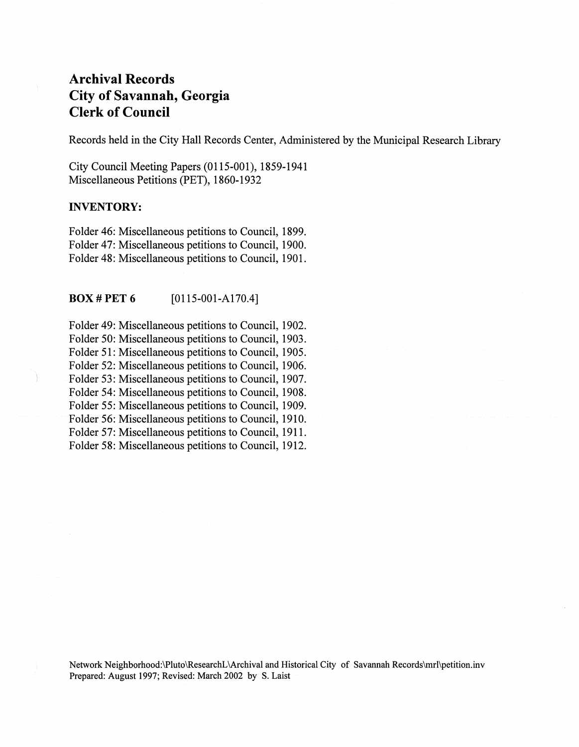# Archival Records
# City of Savannah, Georgia
# Clerk of Council

Records held in the City Hall Records Center, Administered by the Municipal Research Library

City Council Meeting Papers (0115-001), 1859-1941
Miscellaneous Petitions (PET), 1860-1932

**INVENTORY:**

Folder 46: Miscellaneous petitions to Council, 1899.
Folder 47: Miscellaneous petitions to Council, 1900.
Folder 48: Miscellaneous petitions to Council, 1901.

**BOX # PET 6** [0115-001-A170.4]

Folder 49: Miscellaneous petitions to Council, 1902.
Folder 50: Miscellaneous petitions to Council, 1903.
Folder 51: Miscellaneous petitions to Council, 1905.
Folder 52: Miscellaneous petitions to Council, 1906.
Folder 53: Miscellaneous petitions to Council, 1907.
Folder 54: Miscellaneous petitions to Council, 1908.
Folder 55: Miscellaneous petitions to Council, 1909.
Folder 56: Miscellaneous petitions to Council, 1910.
Folder 57: Miscellaneous petitions to Council, 1911.
Folder 58: Miscellaneous petitions to Council, 1912.

Network Neighborhood:\Pluto\ResearchL\Archival and Historical City of Savannah Records\mrl\petition.inv
Prepared: August 1997; Revised: March 2002 by S. Laist